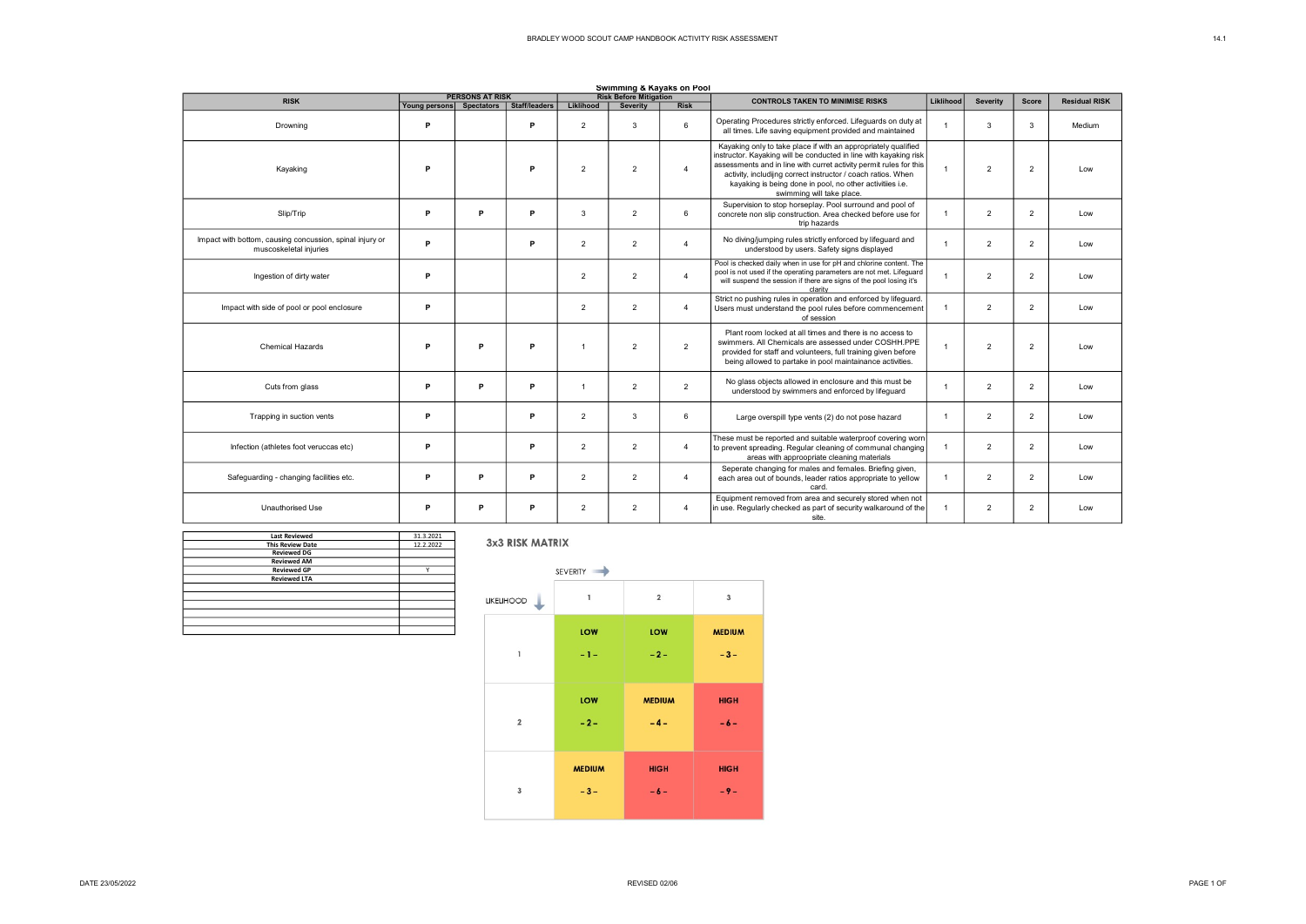## Swimming & Kayaks on Pool

| RISK | PERSONS AT RISK | | | Risk Before Mitigation | | | CONTROLS TAKEN TO MINIMISE RISKS | Liklihood | Severity | Score | Residual RISK |
|---|---|---|---|---|---|---|---|---|---|---|---|
| | Young persons | Spectators | Staff/leaders | Liklihood | Severity | Risk | | | | | |
| Drowning | P | | P | 2 | 3 | 6 | Operating Procedures strictly enforced. Lifeguards on duty at all times. Life saving equipment provided and maintained | 1 | 3 | 3 | Medium |
| Kayaking | P | | P | 2 | 2 | 4 | Kayaking only to take place if with an appropriately qualified instructor. Kayaking will be conducted in line with kayaking risk assessments and in line with curret activity permit rules for this activity, includijng correct instructor / coach ratios. When kayaking is being done in pool, no other activitiies i.e. swimming will take place. | 1 | 2 | 2 | Low |
| Slip/Trip | P | P | P | 3 | 2 | 6 | Supervision to stop horseplay. Pool surround and pool of concrete non slip construction. Area checked before use for trip hazards | 1 | 2 | 2 | Low |
| Impact with bottom, causing concussion, spinal injury or muscoskeletal injuries | P | | P | 2 | 2 | 4 | No diving/jumping rules strictly enforced by lifeguard and understood by users. Safety signs displayed | 1 | 2 | 2 | Low |
| Ingestion of dirty water | P | | | 2 | 2 | 4 | Pool is checked daily when in use for pH and chlorine content. The pool is not used if the operating parameters are not met. Lifeguard will suspend the session if there are signs of the pool losing it's clarity | 1 | 2 | 2 | Low |
| Impact with side of pool or pool enclosure | P | | | 2 | 2 | 4 | Strict no pushing rules in operation and enforced by lifeguard. Users must understand the pool rules before commencement of session | 1 | 2 | 2 | Low |
| Chemical Hazards | P | P | P | 1 | 2 | 2 | Plant room locked at all times and there is no access to swimmers. All Chemicals are assessed under COSHH.PPE provided for staff and volunteers, full training given before being allowed to partake in pool maintainance activities. | 1 | 2 | 2 | Low |
| Cuts from glass | P | P | P | 1 | 2 | 2 | No glass objects allowed in enclosure and this must be understood by swimmers and enforced by lifeguard | 1 | 2 | 2 | Low |
| Trapping in suction vents | P | | P | 2 | 3 | 6 | Large overspill type vents (2) do not pose hazard | 1 | 2 | 2 | Low |
| Infection (athletes foot veruccas etc) | P | | P | 2 | 2 | 4 | These must be reported and suitable waterproof covering worn to prevent spreading. Regular cleaning of communal changing areas with approopriate cleaning materials | 1 | 2 | 2 | Low |
| Safeguarding - changing facilities etc. | P | P | P | 2 | 2 | 4 | Seperate changing for males and females. Briefing given, each area out of bounds, leader ratios appropriate to yellow card. | 1 | 2 | 2 | Low |
| Unauthorised Use | P | P | P | 2 | 2 | 4 | Equipment removed from area and securely stored when not in use. Regularly checked as part of security walkaround of the site. | 1 | 2 | 2 | Low |

| | |
|---|---|
| **Last Reviewed** | 31.3.2021 |
| **This Review Date** | 12.2.2022 |
| **Reviewed DG** | |
| **Reviewed AM** | |
| **Reviewed GP** | Y |
| **Reviewed LTA** | |
| | |
| | |
| | |
| | |
| | |
| | |

### 3x3 RISK MATRIX

| LIKELIHOOD ↓ / SEVERITY → | 1 | 2 | 3 |
|---|---|---|---|
| 1 | LOW – 1 – | LOW – 2 – | MEDIUM – 3 – |
| 2 | LOW – 2 – | MEDIUM – 4 – | HIGH – 6 – |
| 3 | MEDIUM – 3 – | HIGH – 6 – | HIGH – 9 – |